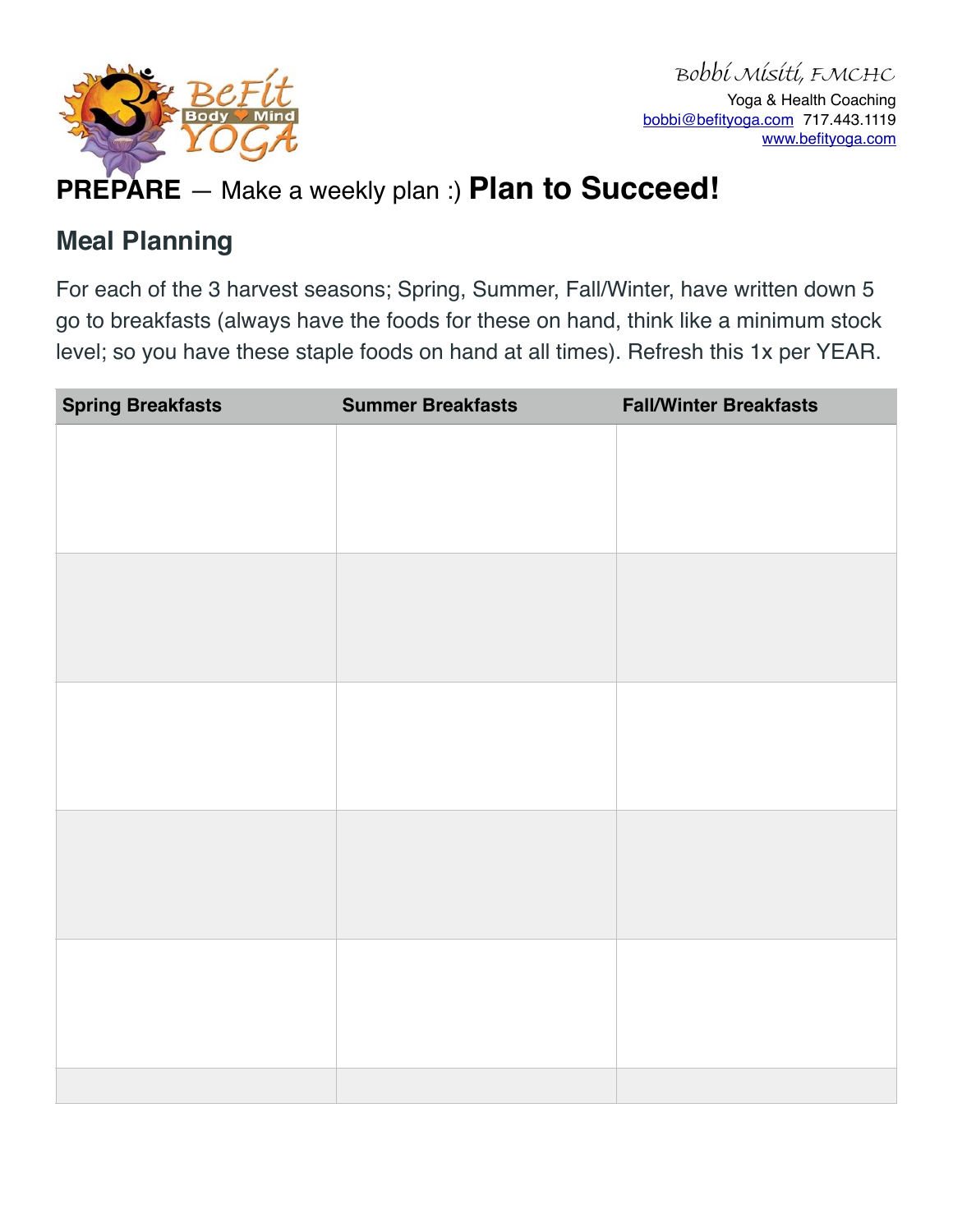Bobbi Misiti, FMCHC
Yoga & Health Coaching
bobbi@befityoga.com 717.443.1119
www.befityoga.com

**PREPARE** — Make a weekly plan :) **Plan to Succeed!**

## Meal Planning

For each of the 3 harvest seasons; Spring, Summer, Fall/Winter, have written down 5 go to breakfasts (always have the foods for these on hand, think like a minimum stock level; so you have these staple foods on hand at all times). Refresh this 1x per YEAR.

| Spring Breakfasts | Summer Breakfasts | Fall/Winter Breakfasts |
| --- | --- | --- |
| | | |
| | | |
| | | |
| | | |
| | | |
| | | |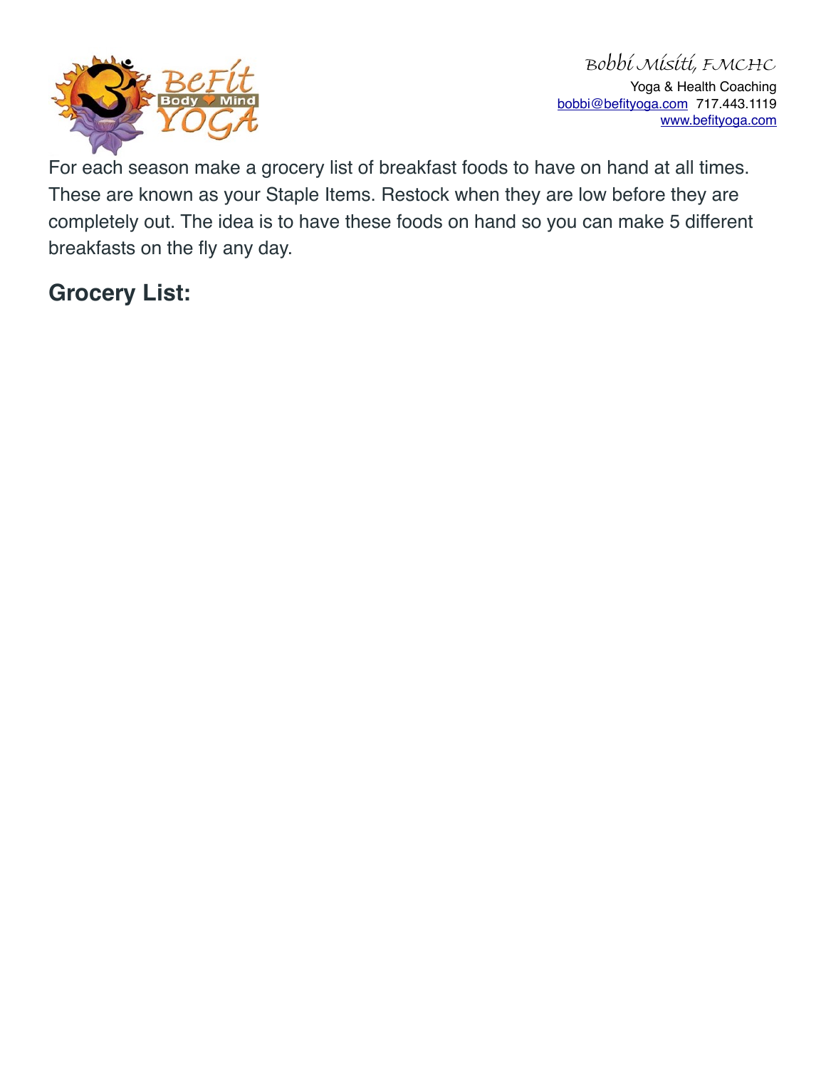For each season make a grocery list of breakfast foods to have on hand at all times. These are known as your Staple Items. Restock when they are low before they are completely out. The idea is to have these foods on hand so you can make 5 different breakfasts on the fly any day.

## Grocery List: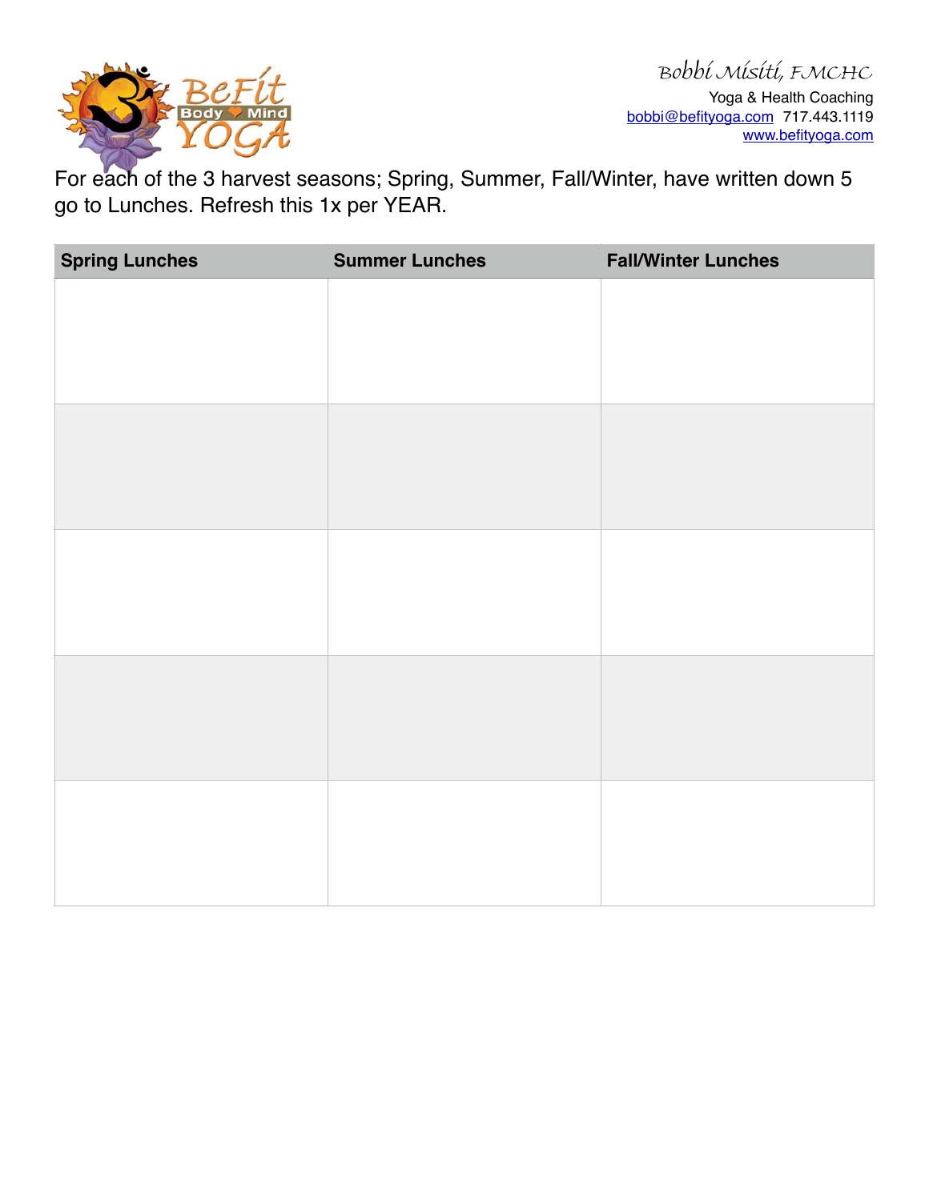Bobbi Misiti, FMCHC
Yoga & Health Coaching
bobbi@befityoga.com 717.443.1119
www.befityoga.com

For each of the 3 harvest seasons; Spring, Summer, Fall/Winter, have written down 5 go to Lunches. Refresh this 1x per YEAR.

| Spring Lunches | Summer Lunches | Fall/Winter Lunches |
| --- | --- | --- |
| | | |
| | | |
| | | |
| | | |
| | | |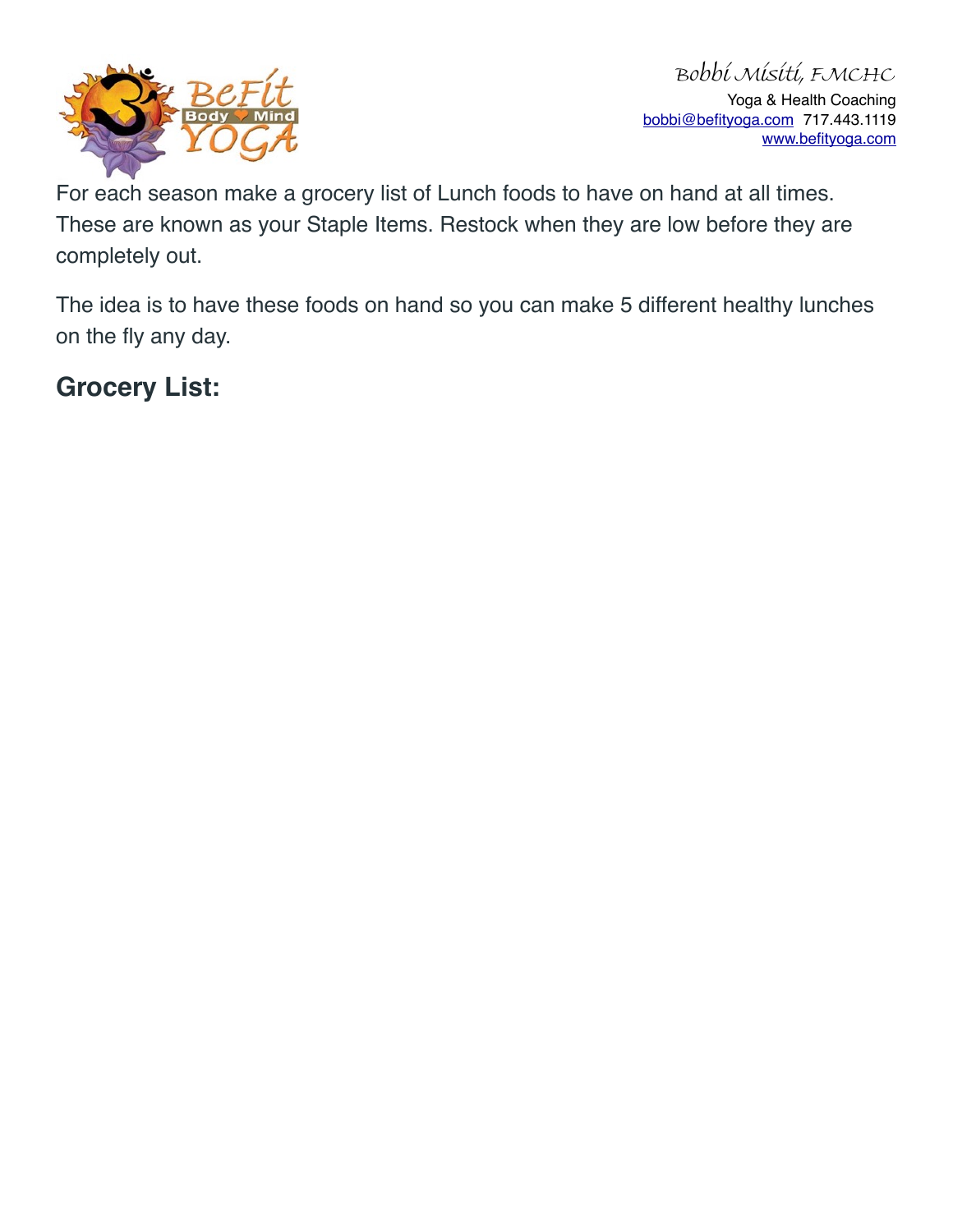For each season make a grocery list of Lunch foods to have on hand at all times. These are known as your Staple Items. Restock when they are low before they are completely out.

The idea is to have these foods on hand so you can make 5 different healthy lunches on the fly any day.

## Grocery List: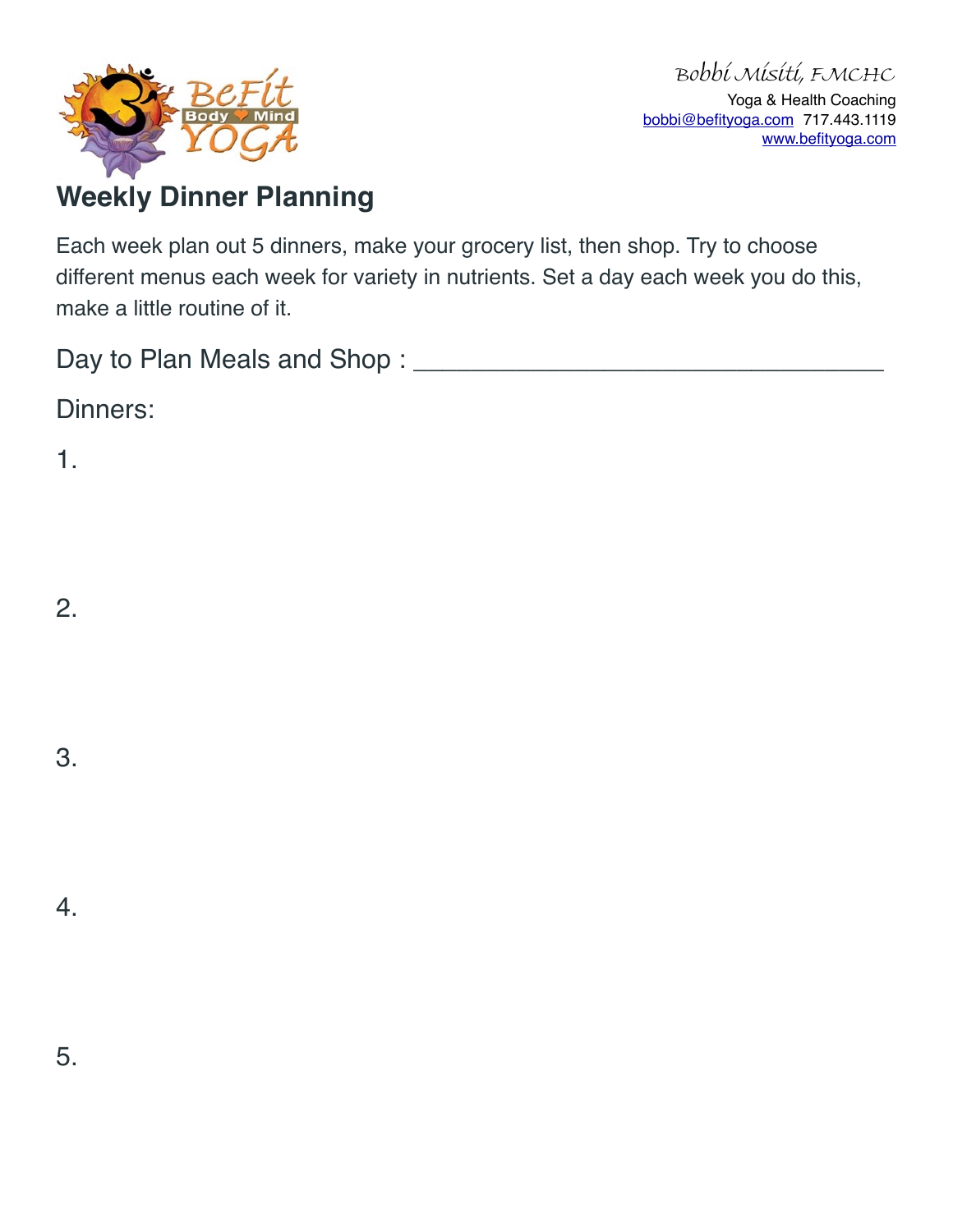Bobbi Misiti, FMCHC
Yoga & Health Coaching
bobbi@befityoga.com 717.443.1119
www.befityoga.com

## Weekly Dinner Planning

Each week plan out 5 dinners, make your grocery list, then shop. Try to choose different menus each week for variety in nutrients. Set a day each week you do this, make a little routine of it.

Day to Plan Meals and Shop : ________________________________

Dinners:

1.

2.

3.

4.

5.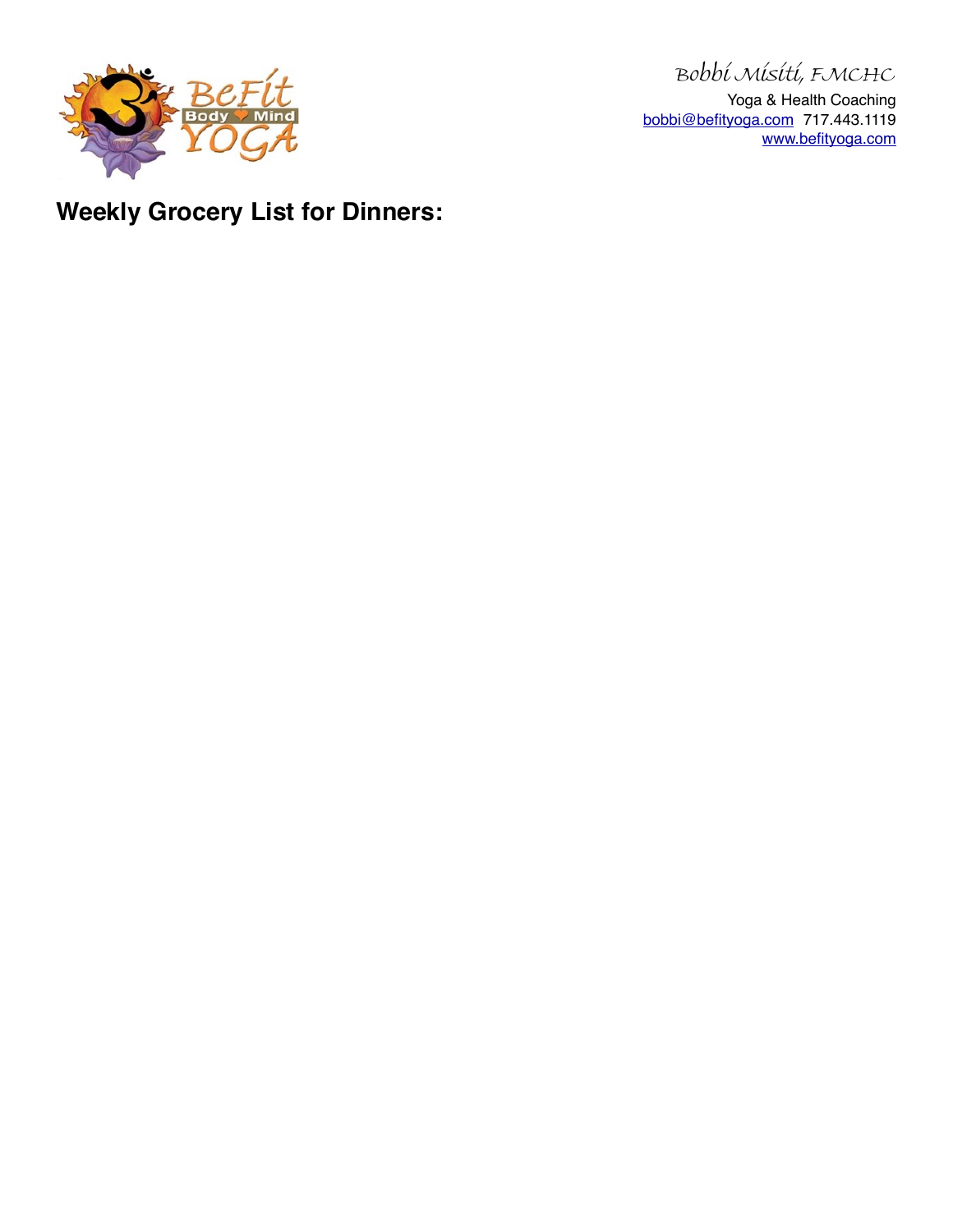Bobbi Misiti, FMCHC

Yoga & Health Coaching

bobbi@befityoga.com 717.443.1119

www.befityoga.com

**Weekly Grocery List for Dinners:**